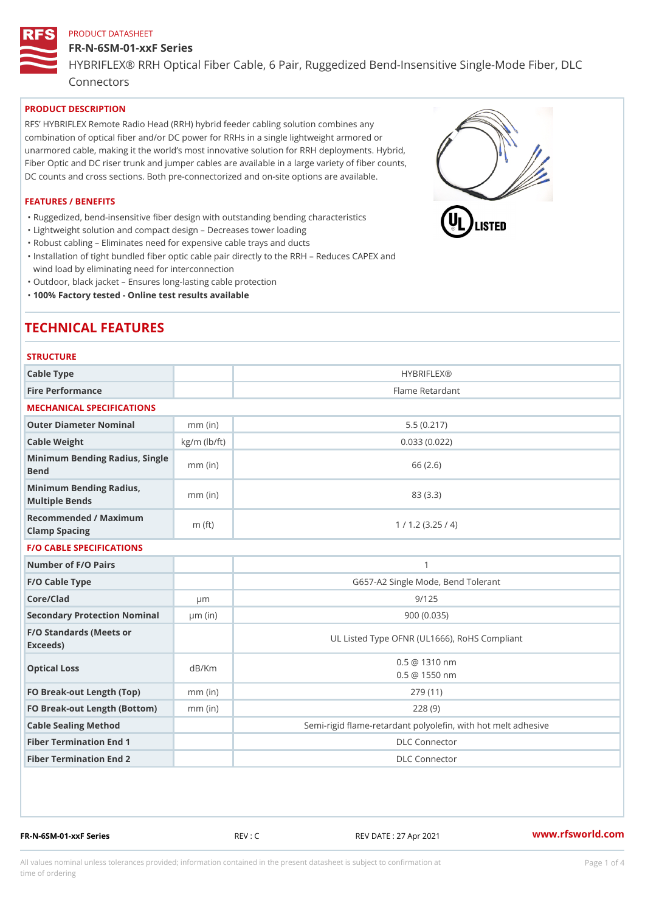PRODUCT DATASHEET

# FR-N-6SM-01-xxF Series

HYBRIFLEX® RRH Optical Fiber Cable, 6 Pair, Ruggedized Bend-Insensitive Single-Mode Fiber, DLC Connectors

## PRODUCT DESCRIPTION

RFS' HYBRIFLEX Remote Radio Head (RRH) hybrid feeder cabling solution combines any combination of optical fiber and/or DC power for RRHs in a single lightweight armored or unarmored cable, making it the world's most innovative solution for RRH deployments. Hybrid, Fiber Optic and DC riser trunk and jumper cables are available in a large variety of fiber counts, DC counts and cross sections. Both pre-connectorized and on-site options are available.

## FEATURES / BENEFITS

- Ruggedized, bend-insensitive fiber design with outstanding bending characteristics
- Lightweight solution and compact design – Decreases tower loading
- Robust cabling – Eliminates need for expensive cable trays and ducts
- Installation of tight bundled fiber optic cable pair directly to the RRH – Reduces CAPEX and wind load by eliminating need for interconnection
- Outdoor, black jacket – Ensures long-lasting cable protection
- **100% Factory tested - Online test results available**

# TECHNICAL FEATURES

### STRUCTURE

| | | |
|---|---|---|
| Cable Type | | HYBRIFLEX® |
| Fire Performance | | Flame Retardant |

### MECHANICAL SPECIFICATIONS

| | | |
|---|---|---|
| Outer Diameter Nominal | mm (in) | 5.5 (0.217) |
| Cable Weight | kg/m (lb/ft) | 0.033 (0.022) |
| Minimum Bending Radius, Single Bend | mm (in) | 66 (2.6) |
| Minimum Bending Radius, Multiple Bends | mm (in) | 83 (3.3) |
| Recommended / Maximum Clamp Spacing | m (ft) | 1 / 1.2 (3.25 / 4) |

### F/O CABLE SPECIFICATIONS

| | | |
|---|---|---|
| Number of F/O Pairs | | 1 |
| F/O Cable Type | | G657-A2 Single Mode, Bend Tolerant |
| Core/Clad | μm | 9/125 |
| Secondary Protection Nominal | μm (in) | 900 (0.035) |
| F/O Standards (Meets or Exceeds) | | UL Listed Type OFNR (UL1666), RoHS Compliant |
| Optical Loss | dB/Km | 0.5 @ 1310 nm<br>0.5 @ 1550 nm |
| FO Break-out Length (Top) | mm (in) | 279 (11) |
| FO Break-out Length (Bottom) | mm (in) | 228 (9) |
| Cable Sealing Method | | Semi-rigid flame-retardant polyolefin, with hot melt adhesive |
| Fiber Termination End 1 | | DLC Connector |
| Fiber Termination End 2 | | DLC Connector |

FR-N-6SM-01-xxF Series REV : C REV DATE : 27 Apr 2021 www.rfsworld.com

All values nominal unless tolerances provided; information contained in the present datasheet is subject to confirmation at time of ordering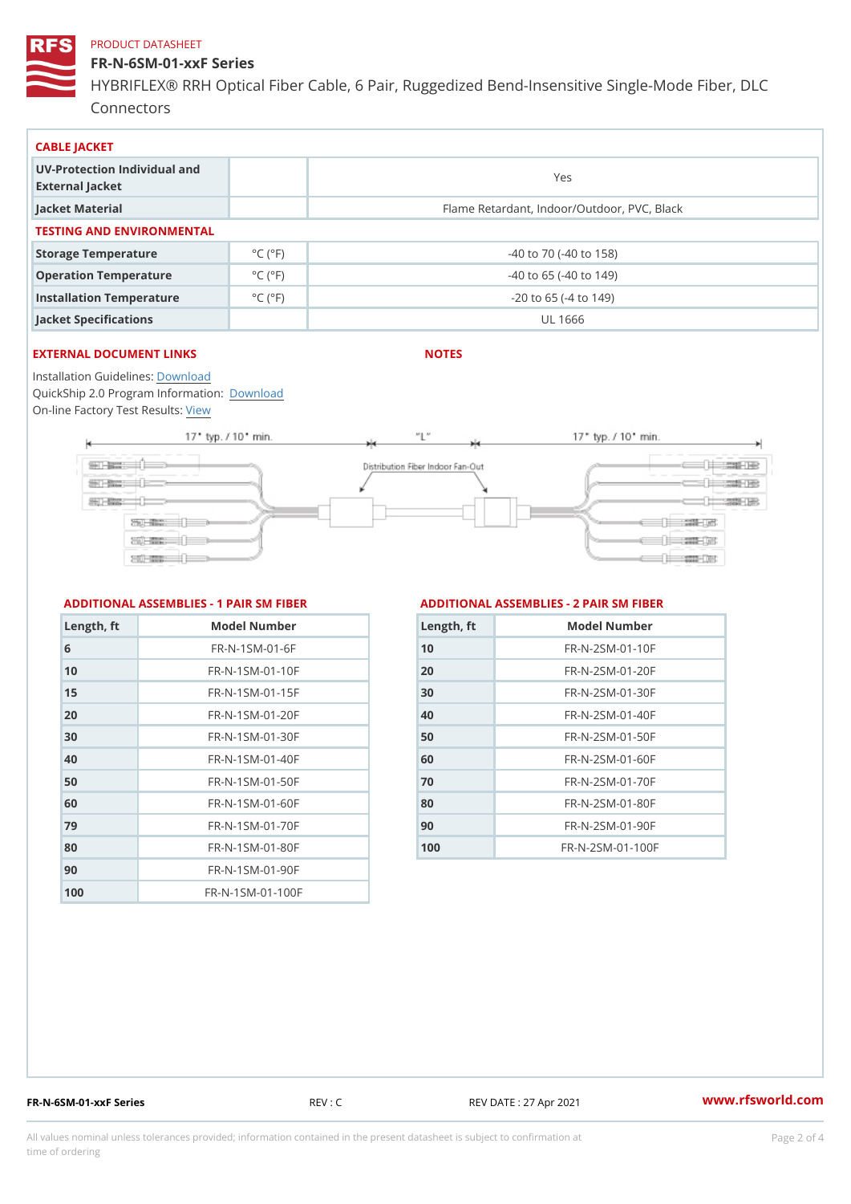PRODUCT DATASHEET

# FR-N-6SM-01-xxF Series

HYBRIFLEX® RRH Optical Fiber Cable, 6 Pair, Ruggedized Bend-Insensitive Single-Mode Fiber, DLC Connectors

## CABLE JACKET

| | | |
|---|---|---|
| UV-Protection Individual and External Jacket | | Yes |
| Jacket Material | | Flame Retardant, Indoor/Outdoor, PVC, Black |

## TESTING AND ENVIRONMENTAL

| | | |
|---|---|---|
| Storage Temperature | °C (°F) | -40 to 70 (-40 to 158) |
| Operation Temperature | °C (°F) | -40 to 65 (-40 to 149) |
| Installation Temperature | °C (°F) | -20 to 65 (-4 to 149) |
| Jacket Specifications | | UL 1666 |

## EXTERNAL DOCUMENT LINKS

Installation Guidelines: Download
QuickShip 2.0 Program Information: Download
On-line Factory Test Results: View

## NOTES

17" typ. / 10" min. — "L" — 17" typ. / 10" min.

Distribution Fiber Indoor Fan-Out

## ADDITIONAL ASSEMBLIES - 1 PAIR SM FIBER

| Length, ft | Model Number |
|---|---|
| 6 | FR-N-1SM-01-6F |
| 10 | FR-N-1SM-01-10F |
| 15 | FR-N-1SM-01-15F |
| 20 | FR-N-1SM-01-20F |
| 30 | FR-N-1SM-01-30F |
| 40 | FR-N-1SM-01-40F |
| 50 | FR-N-1SM-01-50F |
| 60 | FR-N-1SM-01-60F |
| 79 | FR-N-1SM-01-70F |
| 80 | FR-N-1SM-01-80F |
| 90 | FR-N-1SM-01-90F |
| 100 | FR-N-1SM-01-100F |

## ADDITIONAL ASSEMBLIES - 2 PAIR SM FIBER

| Length, ft | Model Number |
|---|---|
| 10 | FR-N-2SM-01-10F |
| 20 | FR-N-2SM-01-20F |
| 30 | FR-N-2SM-01-30F |
| 40 | FR-N-2SM-01-40F |
| 50 | FR-N-2SM-01-50F |
| 60 | FR-N-2SM-01-60F |
| 70 | FR-N-2SM-01-70F |
| 80 | FR-N-2SM-01-80F |
| 90 | FR-N-2SM-01-90F |
| 100 | FR-N-2SM-01-100F |

FR-N-6SM-01-xxF Series REV : C REV DATE : 27 Apr 2021 www.rfsworld.com

All values nominal unless tolerances provided; information contained in the present datasheet is subject to confirmation at time of ordering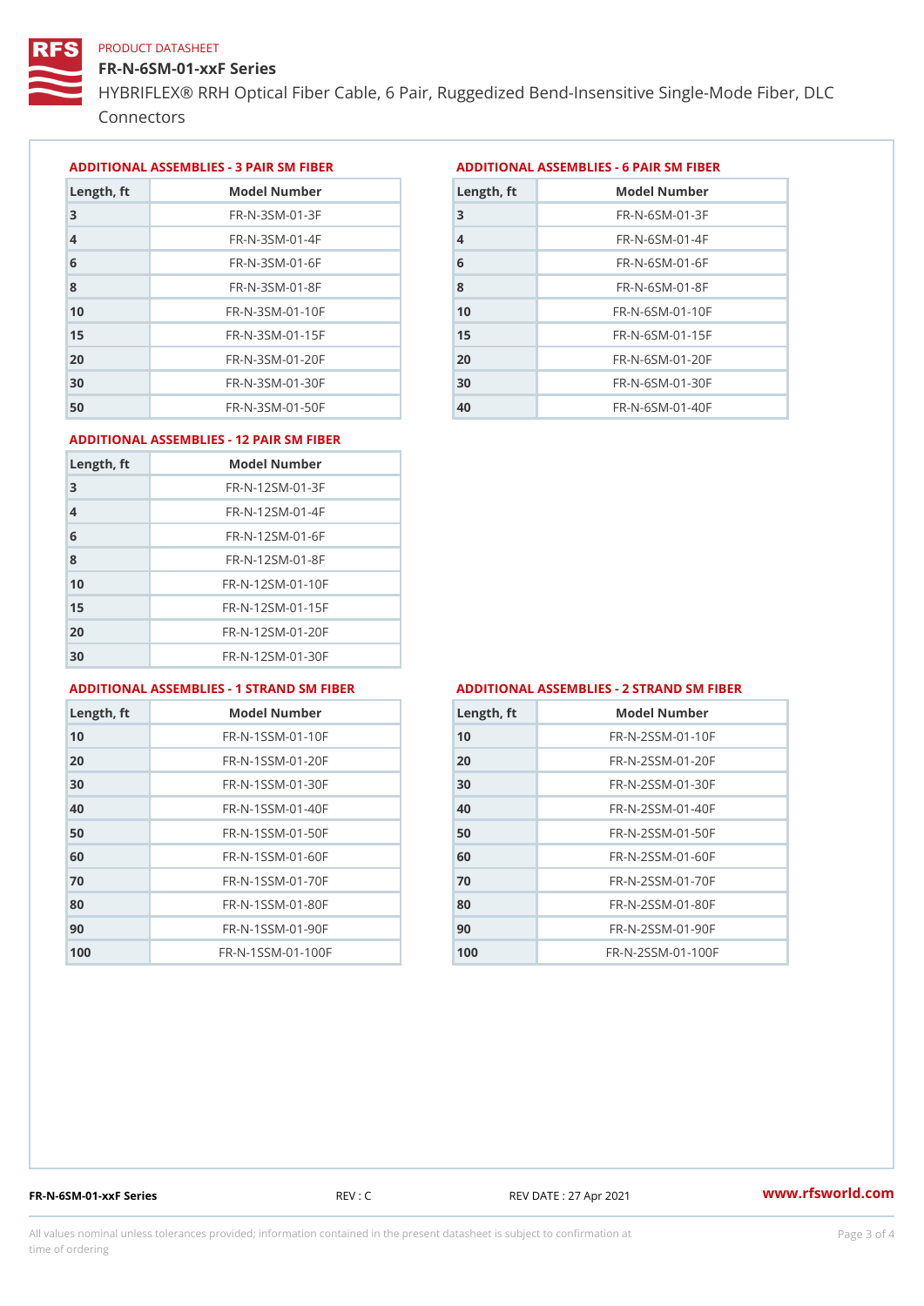PRODUCT DATASHEET

# FR-N-6SM-01-xxF Series

HYBRIFLEX® RRH Optical Fiber Cable, 6 Pair, Ruggedized Bend-Insensitive Single-Mode Fiber, DLC Connectors

## ADDITIONAL ASSEMBLIES - 3 PAIR SM FIBER

| Length, ft | Model Number |
|---|---|
| 3 | FR-N-3SM-01-3F |
| 4 | FR-N-3SM-01-4F |
| 6 | FR-N-3SM-01-6F |
| 8 | FR-N-3SM-01-8F |
| 10 | FR-N-3SM-01-10F |
| 15 | FR-N-3SM-01-15F |
| 20 | FR-N-3SM-01-20F |
| 30 | FR-N-3SM-01-30F |
| 50 | FR-N-3SM-01-50F |

## ADDITIONAL ASSEMBLIES - 6 PAIR SM FIBER

| Length, ft | Model Number |
|---|---|
| 3 | FR-N-6SM-01-3F |
| 4 | FR-N-6SM-01-4F |
| 6 | FR-N-6SM-01-6F |
| 8 | FR-N-6SM-01-8F |
| 10 | FR-N-6SM-01-10F |
| 15 | FR-N-6SM-01-15F |
| 20 | FR-N-6SM-01-20F |
| 30 | FR-N-6SM-01-30F |
| 40 | FR-N-6SM-01-40F |

## ADDITIONAL ASSEMBLIES - 12 PAIR SM FIBER

| Length, ft | Model Number |
|---|---|
| 3 | FR-N-12SM-01-3F |
| 4 | FR-N-12SM-01-4F |
| 6 | FR-N-12SM-01-6F |
| 8 | FR-N-12SM-01-8F |
| 10 | FR-N-12SM-01-10F |
| 15 | FR-N-12SM-01-15F |
| 20 | FR-N-12SM-01-20F |
| 30 | FR-N-12SM-01-30F |

## ADDITIONAL ASSEMBLIES - 1 STRAND SM FIBER

| Length, ft | Model Number |
|---|---|
| 10 | FR-N-1SSM-01-10F |
| 20 | FR-N-1SSM-01-20F |
| 30 | FR-N-1SSM-01-30F |
| 40 | FR-N-1SSM-01-40F |
| 50 | FR-N-1SSM-01-50F |
| 60 | FR-N-1SSM-01-60F |
| 70 | FR-N-1SSM-01-70F |
| 80 | FR-N-1SSM-01-80F |
| 90 | FR-N-1SSM-01-90F |
| 100 | FR-N-1SSM-01-100F |

## ADDITIONAL ASSEMBLIES - 2 STRAND SM FIBER

| Length, ft | Model Number |
|---|---|
| 10 | FR-N-2SSM-01-10F |
| 20 | FR-N-2SSM-01-20F |
| 30 | FR-N-2SSM-01-30F |
| 40 | FR-N-2SSM-01-40F |
| 50 | FR-N-2SSM-01-50F |
| 60 | FR-N-2SSM-01-60F |
| 70 | FR-N-2SSM-01-70F |
| 80 | FR-N-2SSM-01-80F |
| 90 | FR-N-2SSM-01-90F |
| 100 | FR-N-2SSM-01-100F |

FR-N-6SM-01-xxF Series REV : C REV DATE : 27 Apr 2021 www.rfsworld.com

All values nominal unless tolerances provided; information contained in the present datasheet is subject to confirmation at time of ordering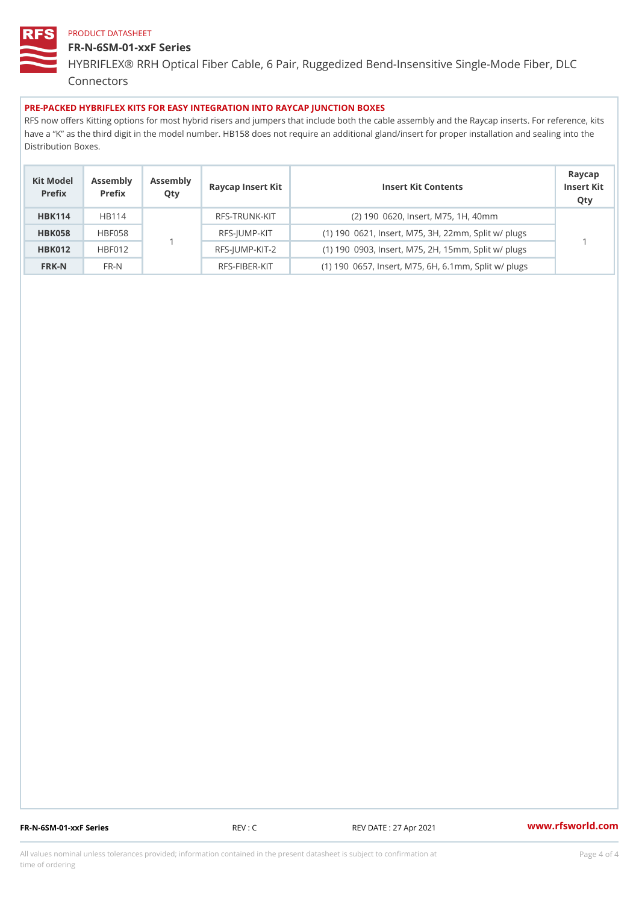PRODUCT DATASHEET

# FR-N-6SM-01-xxF Series

## HYBRIFLEX® RRH Optical Fiber Cable, 6 Pair, Ruggedized Bend-Insensitive Single-Mode Fiber, DLC Connectors

### PRE-PACKED HYBRIFLEX KITS FOR EASY INTEGRATION INTO RAYCAP JUNCTION BOXES

RFS now offers Kitting options for most hybrid risers and jumpers that include both the cable assembly and the Raycap inserts. For reference, kits have a "K" as the third digit in the model number. HB158 does not require an additional gland/insert for proper installation and sealing into the Distribution Boxes.

| Kit Model Prefix | Assembly Prefix | Assembly Qty | Raycap Insert Kit | Insert Kit Contents | Raycap Insert Kit Qty |
|---|---|---|---|---|---|
| **HBK114** | HB114 | 1 | RFS-TRUNK-KIT | (2) 190_0620, Insert, M75, 1H, 40mm | 1 |
| **HBK058** | HBF058 | | RFS-JUMP-KIT | (1) 190_0621, Insert, M75, 3H, 22mm, Split w/ plugs | |
| **HBK012** | HBF012 | | RFS-JUMP-KIT-2 | (1) 190_0903, Insert, M75, 2H, 15mm, Split w/ plugs | |
| **FRK-N** | FR-N | | RFS-FIBER-KIT | (1) 190_0657, Insert, M75, 6H, 6.1mm, Split w/ plugs | |

All values nominal unless tolerances provided; information contained in the present datasheet is subject to confirmation at time of ordering